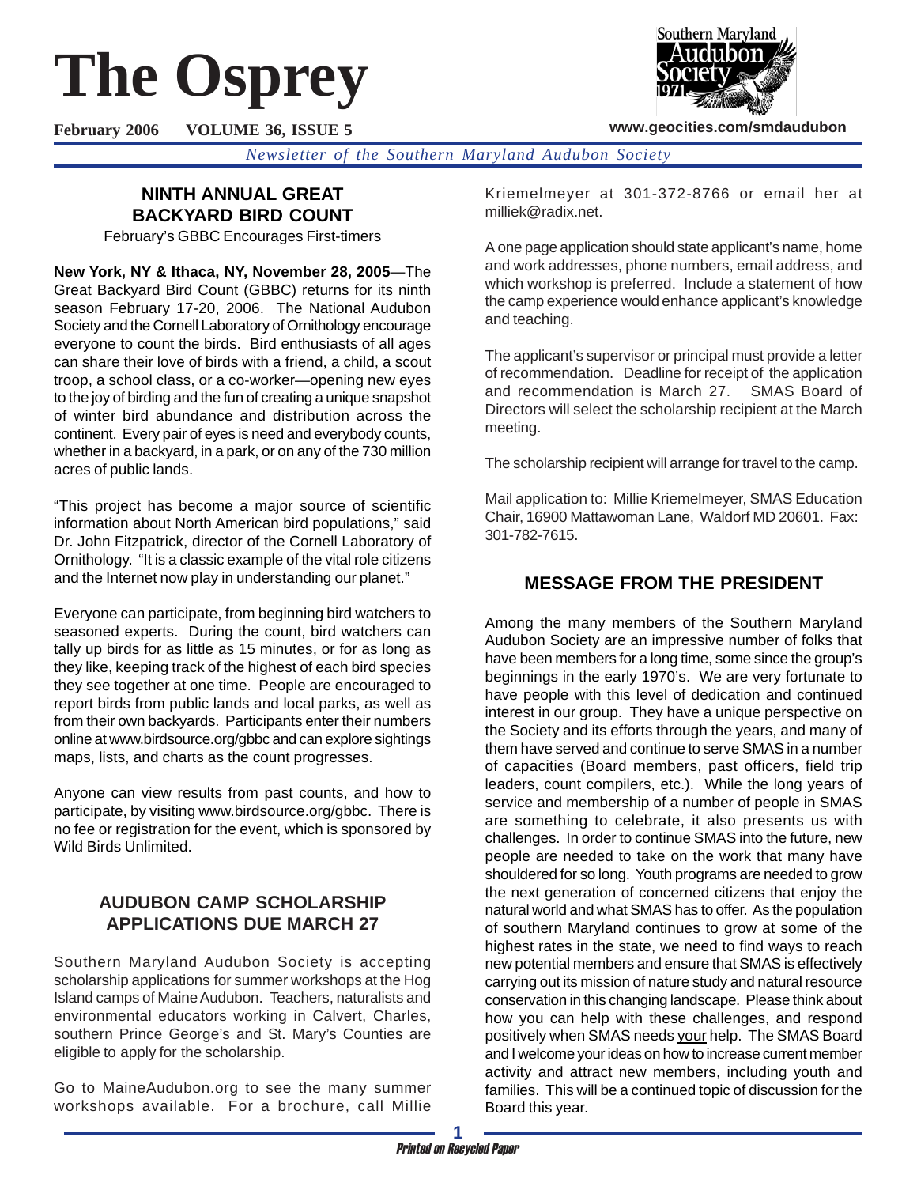# The Osprey

**February 2006** **VOLUME 36, ISSUE 5** **www.geocities.com/smdaudubon**

*Newsletter of the Southern Maryland Audubon Society*

## NINTH ANNUAL GREAT BACKYARD BIRD COUNT

February's GBBC Encourages First-timers

**New York, NY & Ithaca, NY, November 28, 2005**—The Great Backyard Bird Count (GBBC) returns for its ninth season February 17-20, 2006. The National Audubon Society and the Cornell Laboratory of Ornithology encourage everyone to count the birds. Bird enthusiasts of all ages can share their love of birds with a friend, a child, a scout troop, a school class, or a co-worker—opening new eyes to the joy of birding and the fun of creating a unique snapshot of winter bird abundance and distribution across the continent. Every pair of eyes is need and everybody counts, whether in a backyard, in a park, or on any of the 730 million acres of public lands.

"This project has become a major source of scientific information about North American bird populations," said Dr. John Fitzpatrick, director of the Cornell Laboratory of Ornithology. "It is a classic example of the vital role citizens and the Internet now play in understanding our planet."

Everyone can participate, from beginning bird watchers to seasoned experts. During the count, bird watchers can tally up birds for as little as 15 minutes, or for as long as they like, keeping track of the highest of each bird species they see together at one time. People are encouraged to report birds from public lands and local parks, as well as from their own backyards. Participants enter their numbers online at www.birdsource.org/gbbc and can explore sightings maps, lists, and charts as the count progresses.

Anyone can view results from past counts, and how to participate, by visiting www.birdsource.org/gbbc. There is no fee or registration for the event, which is sponsored by Wild Birds Unlimited.

## AUDUBON CAMP SCHOLARSHIP APPLICATIONS DUE MARCH 27

Southern Maryland Audubon Society is accepting scholarship applications for summer workshops at the Hog Island camps of Maine Audubon. Teachers, naturalists and environmental educators working in Calvert, Charles, southern Prince George's and St. Mary's Counties are eligible to apply for the scholarship.

Go to MaineAudubon.org to see the many summer workshops available. For a brochure, call Millie Kriemelmeyer at 301-372-8766 or email her at milliek@radix.net.

A one page application should state applicant's name, home and work addresses, phone numbers, email address, and which workshop is preferred. Include a statement of how the camp experience would enhance applicant's knowledge and teaching.

The applicant's supervisor or principal must provide a letter of recommendation. Deadline for receipt of the application and recommendation is March 27. SMAS Board of Directors will select the scholarship recipient at the March meeting.

The scholarship recipient will arrange for travel to the camp.

Mail application to: Millie Kriemelmeyer, SMAS Education Chair, 16900 Mattawoman Lane, Waldorf MD 20601. Fax: 301-782-7615.

## MESSAGE FROM THE PRESIDENT

Among the many members of the Southern Maryland Audubon Society are an impressive number of folks that have been members for a long time, some since the group's beginnings in the early 1970's. We are very fortunate to have people with this level of dedication and continued interest in our group. They have a unique perspective on the Society and its efforts through the years, and many of them have served and continue to serve SMAS in a number of capacities (Board members, past officers, field trip leaders, count compilers, etc.). While the long years of service and membership of a number of people in SMAS are something to celebrate, it also presents us with challenges. In order to continue SMAS into the future, new people are needed to take on the work that many have shouldered for so long. Youth programs are needed to grow the next generation of concerned citizens that enjoy the natural world and what SMAS has to offer. As the population of southern Maryland continues to grow at some of the highest rates in the state, we need to find ways to reach new potential members and ensure that SMAS is effectively carrying out its mission of nature study and natural resource conservation in this changing landscape. Please think about how you can help with these challenges, and respond positively when SMAS needs your help. The SMAS Board and I welcome your ideas on how to increase current member activity and attract new members, including youth and families. This will be a continued topic of discussion for the Board this year.

*Printed on Recycled Paper*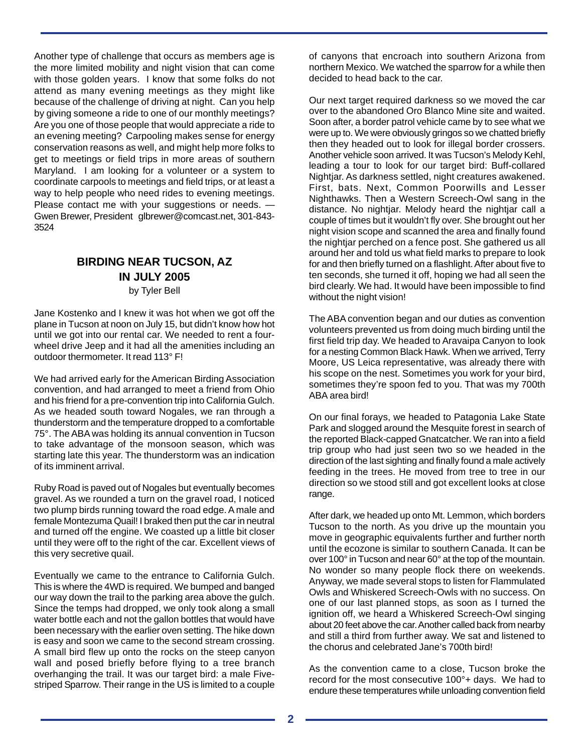Another type of challenge that occurs as members age is the more limited mobility and night vision that can come with those golden years. I know that some folks do not attend as many evening meetings as they might like because of the challenge of driving at night. Can you help by giving someone a ride to one of our monthly meetings? Are you one of those people that would appreciate a ride to an evening meeting? Carpooling makes sense for energy conservation reasons as well, and might help more folks to get to meetings or field trips in more areas of southern Maryland. I am looking for a volunteer or a system to coordinate carpools to meetings and field trips, or at least a way to help people who need rides to evening meetings. Please contact me with your suggestions or needs. — Gwen Brewer, President glbrewer@comcast.net, 301-843-3524

## BIRDING NEAR TUCSON, AZ IN JULY 2005

by Tyler Bell

Jane Kostenko and I knew it was hot when we got off the plane in Tucson at noon on July 15, but didn't know how hot until we got into our rental car. We needed to rent a four-wheel drive Jeep and it had all the amenities including an outdoor thermometer. It read 113° F!

We had arrived early for the American Birding Association convention, and had arranged to meet a friend from Ohio and his friend for a pre-convention trip into California Gulch. As we headed south toward Nogales, we ran through a thunderstorm and the temperature dropped to a comfortable 75°. The ABA was holding its annual convention in Tucson to take advantage of the monsoon season, which was starting late this year. The thunderstorm was an indication of its imminent arrival.

Ruby Road is paved out of Nogales but eventually becomes gravel. As we rounded a turn on the gravel road, I noticed two plump birds running toward the road edge. A male and female Montezuma Quail! I braked then put the car in neutral and turned off the engine. We coasted up a little bit closer until they were off to the right of the car. Excellent views of this very secretive quail.

Eventually we came to the entrance to California Gulch. This is where the 4WD is required. We bumped and banged our way down the trail to the parking area above the gulch. Since the temps had dropped, we only took along a small water bottle each and not the gallon bottles that would have been necessary with the earlier oven setting. The hike down is easy and soon we came to the second stream crossing. A small bird flew up onto the rocks on the steep canyon wall and posed briefly before flying to a tree branch overhanging the trail. It was our target bird: a male Five-striped Sparrow. Their range in the US is limited to a couple of canyons that encroach into southern Arizona from northern Mexico. We watched the sparrow for a while then decided to head back to the car.

Our next target required darkness so we moved the car over to the abandoned Oro Blanco Mine site and waited. Soon after, a border patrol vehicle came by to see what we were up to. We were obviously gringos so we chatted briefly then they headed out to look for illegal border crossers. Another vehicle soon arrived. It was Tucson's Melody Kehl, leading a tour to look for our target bird: Buff-collared Nightjar. As darkness settled, night creatures awakened. First, bats. Next, Common Poorwills and Lesser Nighthawks. Then a Western Screech-Owl sang in the distance. No nightjar. Melody heard the nightjar call a couple of times but it wouldn't fly over. She brought out her night vision scope and scanned the area and finally found the nightjar perched on a fence post. She gathered us all around her and told us what field marks to prepare to look for and then briefly turned on a flashlight. After about five to ten seconds, she turned it off, hoping we had all seen the bird clearly. We had. It would have been impossible to find without the night vision!

The ABA convention began and our duties as convention volunteers prevented us from doing much birding until the first field trip day. We headed to Aravaipa Canyon to look for a nesting Common Black Hawk. When we arrived, Terry Moore, US Leica representative, was already there with his scope on the nest. Sometimes you work for your bird, sometimes they're spoon fed to you. That was my 700th ABA area bird!

On our final forays, we headed to Patagonia Lake State Park and slogged around the Mesquite forest in search of the reported Black-capped Gnatcatcher. We ran into a field trip group who had just seen two so we headed in the direction of the last sighting and finally found a male actively feeding in the trees. He moved from tree to tree in our direction so we stood still and got excellent looks at close range.

After dark, we headed up onto Mt. Lemmon, which borders Tucson to the north. As you drive up the mountain you move in geographic equivalents further and further north until the ecozone is similar to southern Canada. It can be over 100° in Tucson and near 60° at the top of the mountain. No wonder so many people flock there on weekends. Anyway, we made several stops to listen for Flammulated Owls and Whiskered Screech-Owls with no success. On one of our last planned stops, as soon as I turned the ignition off, we heard a Whiskered Screech-Owl singing about 20 feet above the car. Another called back from nearby and still a third from further away. We sat and listened to the chorus and celebrated Jane's 700th bird!

As the convention came to a close, Tucson broke the record for the most consecutive 100°+ days. We had to endure these temperatures while unloading convention field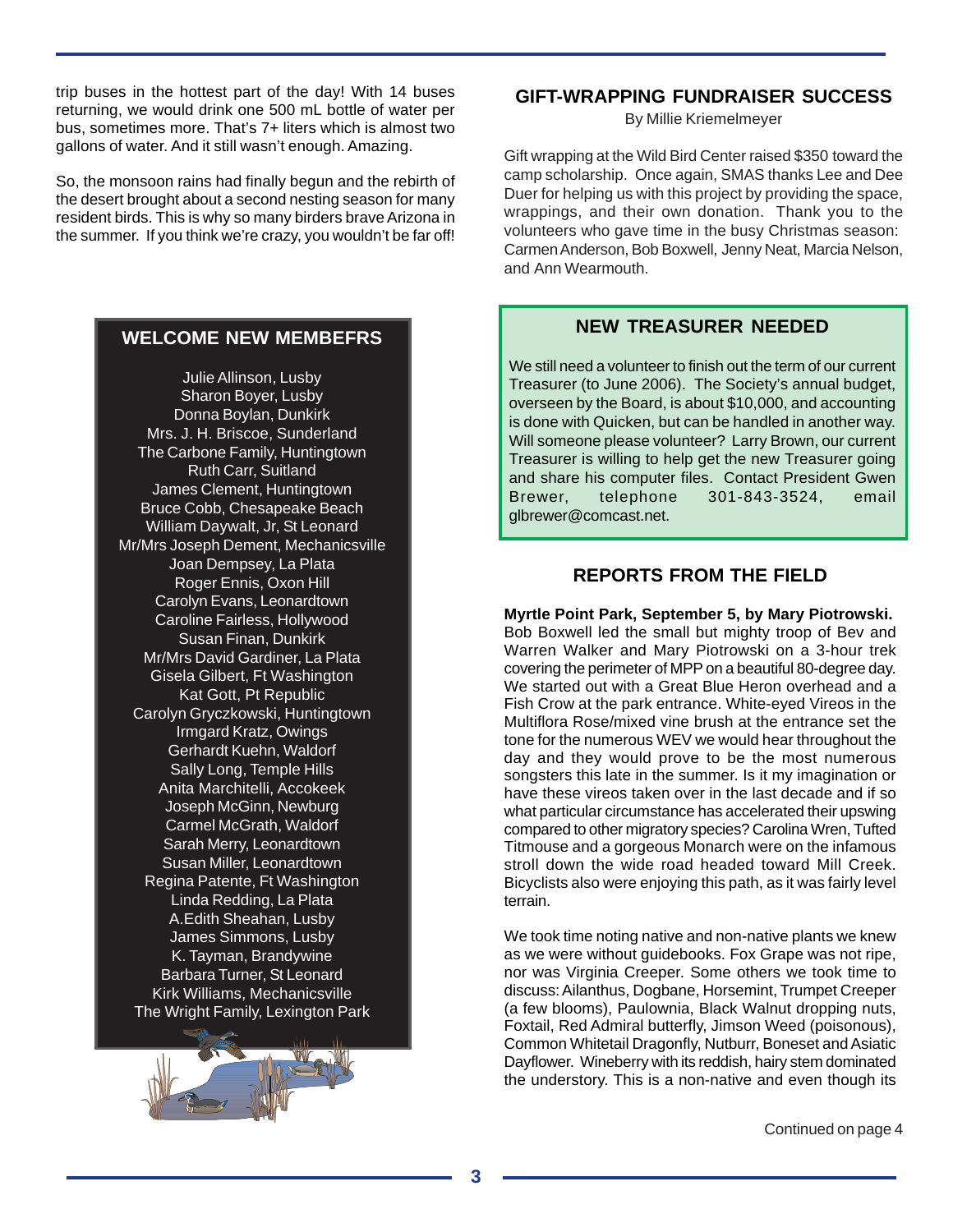trip buses in the hottest part of the day! With 14 buses returning, we would drink one 500 mL bottle of water per bus, sometimes more. That's 7+ liters which is almost two gallons of water. And it still wasn't enough. Amazing.

So, the monsoon rains had finally begun and the rebirth of the desert brought about a second nesting season for many resident birds. This is why so many birders brave Arizona in the summer. If you think we're crazy, you wouldn't be far off!

## WELCOME NEW MEMBEFRS

Julie Allinson, Lusby
Sharon Boyer, Lusby
Donna Boylan, Dunkirk
Mrs. J. H. Briscoe, Sunderland
The Carbone Family, Huntingtown
Ruth Carr, Suitland
James Clement, Huntingtown
Bruce Cobb, Chesapeake Beach
William Daywalt, Jr, St Leonard
Mr/Mrs Joseph Dement, Mechanicsville
Joan Dempsey, La Plata
Roger Ennis, Oxon Hill
Carolyn Evans, Leonardtown
Caroline Fairless, Hollywood
Susan Finan, Dunkirk
Mr/Mrs David Gardiner, La Plata
Gisela Gilbert, Ft Washington
Kat Gott, Pt Republic
Carolyn Gryczkowski, Huntingtown
Irmgard Kratz, Owings
Gerhardt Kuehn, Waldorf
Sally Long, Temple Hills
Anita Marchitelli, Accokeek
Joseph McGinn, Newburg
Carmel McGrath, Waldorf
Sarah Merry, Leonardtown
Susan Miller, Leonardtown
Regina Patente, Ft Washington
Linda Redding, La Plata
A.Edith Sheahan, Lusby
James Simmons, Lusby
K. Tayman, Brandywine
Barbara Turner, St Leonard
Kirk Williams, Mechanicsville
The Wright Family, Lexington Park

## GIFT-WRAPPING FUNDRAISER SUCCESS

By Millie Kriemelmeyer

Gift wrapping at the Wild Bird Center raised $350 toward the camp scholarship. Once again, SMAS thanks Lee and Dee Duer for helping us with this project by providing the space, wrappings, and their own donation. Thank you to the volunteers who gave time in the busy Christmas season: Carmen Anderson, Bob Boxwell, Jenny Neat, Marcia Nelson, and Ann Wearmouth.

## NEW TREASURER NEEDED

We still need a volunteer to finish out the term of our current Treasurer (to June 2006). The Society's annual budget, overseen by the Board, is about $10,000, and accounting is done with Quicken, but can be handled in another way. Will someone please volunteer? Larry Brown, our current Treasurer is willing to help get the new Treasurer going and share his computer files. Contact President Gwen Brewer, telephone 301-843-3524, email glbrewer@comcast.net.

## REPORTS FROM THE FIELD

**Myrtle Point Park, September 5, by Mary Piotrowski.** Bob Boxwell led the small but mighty troop of Bev and Warren Walker and Mary Piotrowski on a 3-hour trek covering the perimeter of MPP on a beautiful 80-degree day. We started out with a Great Blue Heron overhead and a Fish Crow at the park entrance. White-eyed Vireos in the Multiflora Rose/mixed vine brush at the entrance set the tone for the numerous WEV we would hear throughout the day and they would prove to be the most numerous songsters this late in the summer. Is it my imagination or have these vireos taken over in the last decade and if so what particular circumstance has accelerated their upswing compared to other migratory species? Carolina Wren, Tufted Titmouse and a gorgeous Monarch were on the infamous stroll down the wide road headed toward Mill Creek. Bicyclists also were enjoying this path, as it was fairly level terrain.

We took time noting native and non-native plants we knew as we were without guidebooks. Fox Grape was not ripe, nor was Virginia Creeper. Some others we took time to discuss: Ailanthus, Dogbane, Horsemint, Trumpet Creeper (a few blooms), Paulownia, Black Walnut dropping nuts, Foxtail, Red Admiral butterfly, Jimson Weed (poisonous), Common Whitetail Dragonfly, Nutburr, Boneset and Asiatic Dayflower. Wineberry with its reddish, hairy stem dominated the understory. This is a non-native and even though its

Continued on page 4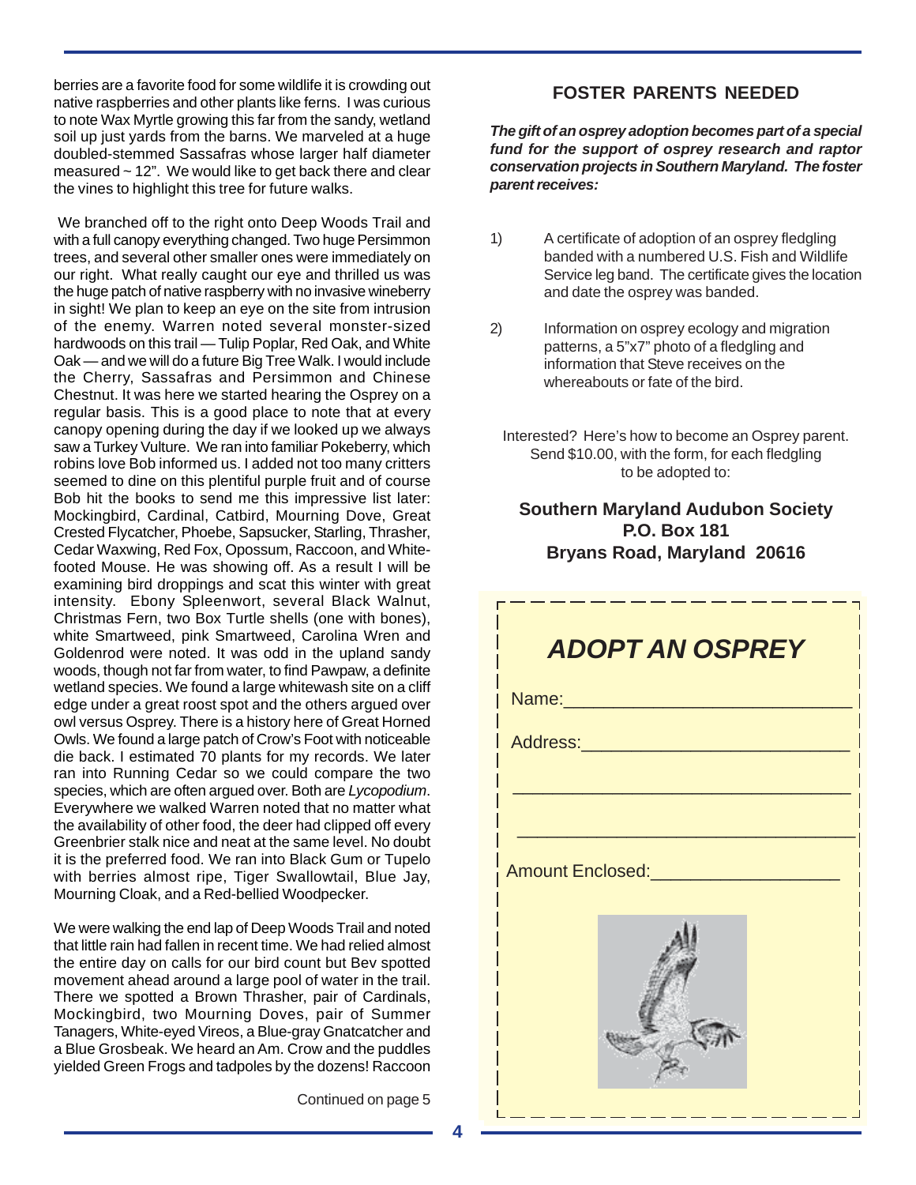berries are a favorite food for some wildlife it is crowding out native raspberries and other plants like ferns. I was curious to note Wax Myrtle growing this far from the sandy, wetland soil up just yards from the barns. We marveled at a huge doubled-stemmed Sassafras whose larger half diameter measured ~ 12". We would like to get back there and clear the vines to highlight this tree for future walks.

We branched off to the right onto Deep Woods Trail and with a full canopy everything changed. Two huge Persimmon trees, and several other smaller ones were immediately on our right. What really caught our eye and thrilled us was the huge patch of native raspberry with no invasive wineberry in sight! We plan to keep an eye on the site from intrusion of the enemy. Warren noted several monster-sized hardwoods on this trail — Tulip Poplar, Red Oak, and White Oak — and we will do a future Big Tree Walk. I would include the Cherry, Sassafras and Persimmon and Chinese Chestnut. It was here we started hearing the Osprey on a regular basis. This is a good place to note that at every canopy opening during the day if we looked up we always saw a Turkey Vulture. We ran into familiar Pokeberry, which robins love Bob informed us. I added not too many critters seemed to dine on this plentiful purple fruit and of course Bob hit the books to send me this impressive list later: Mockingbird, Cardinal, Catbird, Mourning Dove, Great Crested Flycatcher, Phoebe, Sapsucker, Starling, Thrasher, Cedar Waxwing, Red Fox, Opossum, Raccoon, and White-footed Mouse. He was showing off. As a result I will be examining bird droppings and scat this winter with great intensity. Ebony Spleenwort, several Black Walnut, Christmas Fern, two Box Turtle shells (one with bones), white Smartweed, pink Smartweed, Carolina Wren and Goldenrod were noted. It was odd in the upland sandy woods, though not far from water, to find Pawpaw, a definite wetland species. We found a large whitewash site on a cliff edge under a great roost spot and the others argued over owl versus Osprey. There is a history here of Great Horned Owls. We found a large patch of Crow's Foot with noticeable die back. I estimated 70 plants for my records. We later ran into Running Cedar so we could compare the two species, which are often argued over. Both are *Lycopodium*. Everywhere we walked Warren noted that no matter what the availability of other food, the deer had clipped off every Greenbrier stalk nice and neat at the same level. No doubt it is the preferred food. We ran into Black Gum or Tupelo with berries almost ripe, Tiger Swallowtail, Blue Jay, Mourning Cloak, and a Red-bellied Woodpecker.

We were walking the end lap of Deep Woods Trail and noted that little rain had fallen in recent time. We had relied almost the entire day on calls for our bird count but Bev spotted movement ahead around a large pool of water in the trail. There we spotted a Brown Thrasher, pair of Cardinals, Mockingbird, two Mourning Doves, pair of Summer Tanagers, White-eyed Vireos, a Blue-gray Gnatcatcher and a Blue Grosbeak. We heard an Am. Crow and the puddles yielded Green Frogs and tadpoles by the dozens! Raccoon

Continued on page 5

## FOSTER PARENTS NEEDED

***The gift of an osprey adoption becomes part of a special fund for the support of osprey research and raptor conservation projects in Southern Maryland. The foster parent receives:***

1) A certificate of adoption of an osprey fledgling banded with a numbered U.S. Fish and Wildlife Service leg band. The certificate gives the location and date the osprey was banded.

2) Information on osprey ecology and migration patterns, a 5"x7" photo of a fledgling and information that Steve receives on the whereabouts or fate of the bird.

Interested? Here's how to become an Osprey parent. Send $10.00, with the form, for each fledgling to be adopted to:

**Southern Maryland Audubon Society**
**P.O. Box 181**
**Bryans Road, Maryland 20616**

### *ADOPT AN OSPREY*

Name:___________________________

Address:_________________________

_________________________________

_________________________________

Amount Enclosed:__________________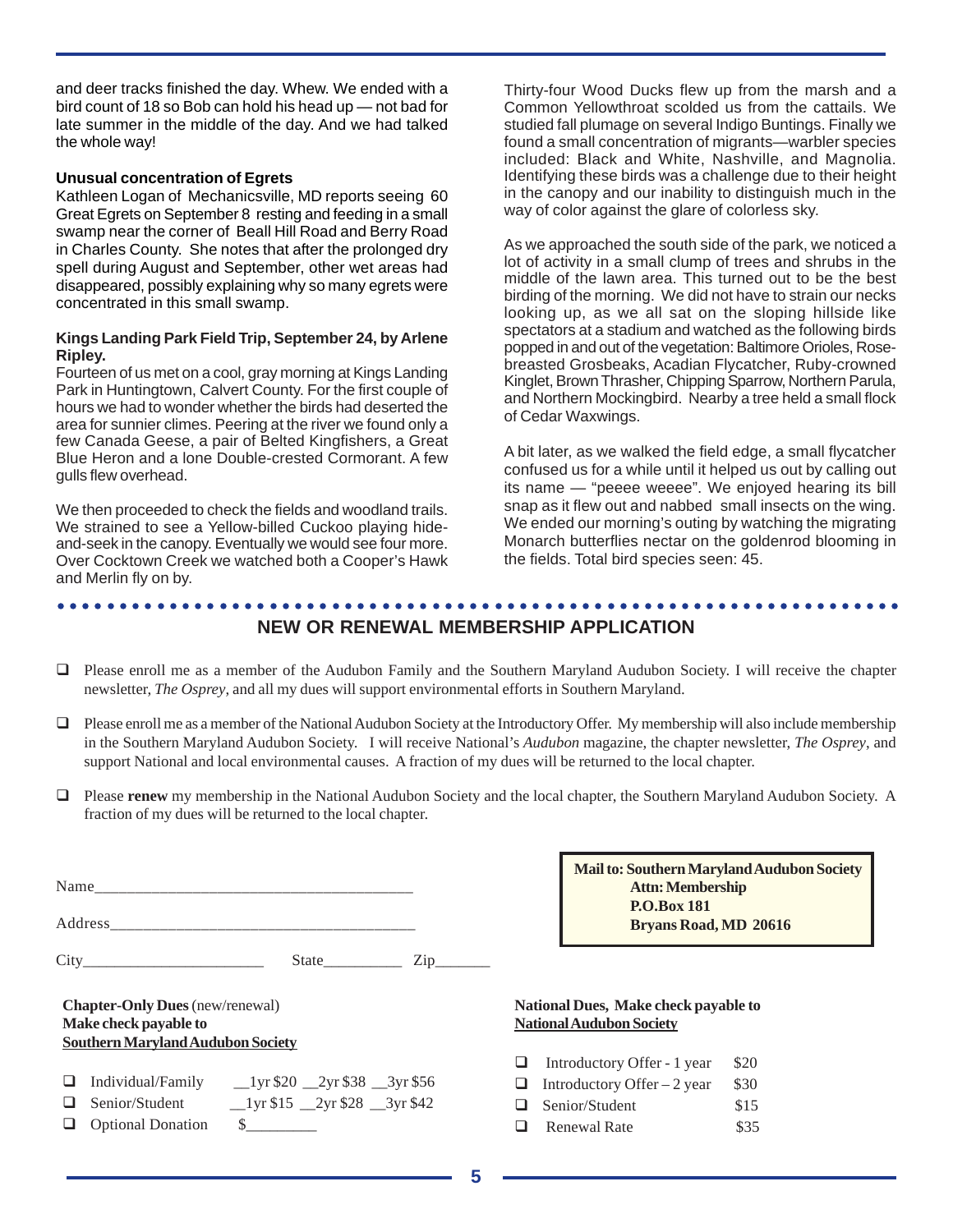and deer tracks finished the day. Whew. We ended with a bird count of 18 so Bob can hold his head up — not bad for late summer in the middle of the day. And we had talked the whole way!

**Unusual concentration of Egrets**

Kathleen Logan of Mechanicsville, MD reports seeing 60 Great Egrets on September 8 resting and feeding in a small swamp near the corner of Beall Hill Road and Berry Road in Charles County. She notes that after the prolonged dry spell during August and September, other wet areas had disappeared, possibly explaining why so many egrets were concentrated in this small swamp.

**Kings Landing Park Field Trip, September 24, by Arlene Ripley.**

Fourteen of us met on a cool, gray morning at Kings Landing Park in Huntingtown, Calvert County. For the first couple of hours we had to wonder whether the birds had deserted the area for sunnier climes. Peering at the river we found only a few Canada Geese, a pair of Belted Kingfishers, a Great Blue Heron and a lone Double-crested Cormorant. A few gulls flew overhead.

We then proceeded to check the fields and woodland trails. We strained to see a Yellow-billed Cuckoo playing hide-and-seek in the canopy. Eventually we would see four more. Over Cocktown Creek we watched both a Cooper's Hawk and Merlin fly on by.

Thirty-four Wood Ducks flew up from the marsh and a Common Yellowthroat scolded us from the cattails. We studied fall plumage on several Indigo Buntings. Finally we found a small concentration of migrants—warbler species included: Black and White, Nashville, and Magnolia. Identifying these birds was a challenge due to their height in the canopy and our inability to distinguish much in the way of color against the glare of colorless sky.

As we approached the south side of the park, we noticed a lot of activity in a small clump of trees and shrubs in the middle of the lawn area. This turned out to be the best birding of the morning. We did not have to strain our necks looking up, as we all sat on the sloping hillside like spectators at a stadium and watched as the following birds popped in and out of the vegetation: Baltimore Orioles, Rose-breasted Grosbeaks, Acadian Flycatcher, Ruby-crowned Kinglet, Brown Thrasher, Chipping Sparrow, Northern Parula, and Northern Mockingbird. Nearby a tree held a small flock of Cedar Waxwings.

A bit later, as we walked the field edge, a small flycatcher confused us for a while until it helped us out by calling out its name — "peeee weeee". We enjoyed hearing its bill snap as it flew out and nabbed small insects on the wing. We ended our morning's outing by watching the migrating Monarch butterflies nectar on the goldenrod blooming in the fields. Total bird species seen: 45.

## NEW OR RENEWAL MEMBERSHIP APPLICATION

- ☐ Please enroll me as a member of the Audubon Family and the Southern Maryland Audubon Society. I will receive the chapter newsletter, *The Osprey*, and all my dues will support environmental efforts in Southern Maryland.
- ☐ Please enroll me as a member of the National Audubon Society at the Introductory Offer. My membership will also include membership in the Southern Maryland Audubon Society. I will receive National's *Audubon* magazine, the chapter newsletter, *The Osprey*, and support National and local environmental causes. A fraction of my dues will be returned to the local chapter.
- ☐ Please **renew** my membership in the National Audubon Society and the local chapter, the Southern Maryland Audubon Society. A fraction of my dues will be returned to the local chapter.

Name_______________________________________

Address_____________________________________

City______________________ State__________ Zip_______

**Mail to: Southern Maryland Audubon Society**
**Attn: Membership**
**P.O.Box 181**
**Bryans Road, MD 20616**

**Chapter-Only Dues** (new/renewal)
**Make check payable to**
**Southern Maryland Audubon Society**

- ☐ Individual/Family __1yr $20 __2yr $38 __3yr $56
- ☐ Senior/Student __1yr $15 __2yr $28 __3yr $42
- ☐ Optional Donation $_________

**National Dues, Make check payable to National Audubon Society**

- ☐ Introductory Offer - 1 year $20
- ☐ Introductory Offer – 2 year $30
- ☐ Senior/Student $15
- ☐ Renewal Rate $35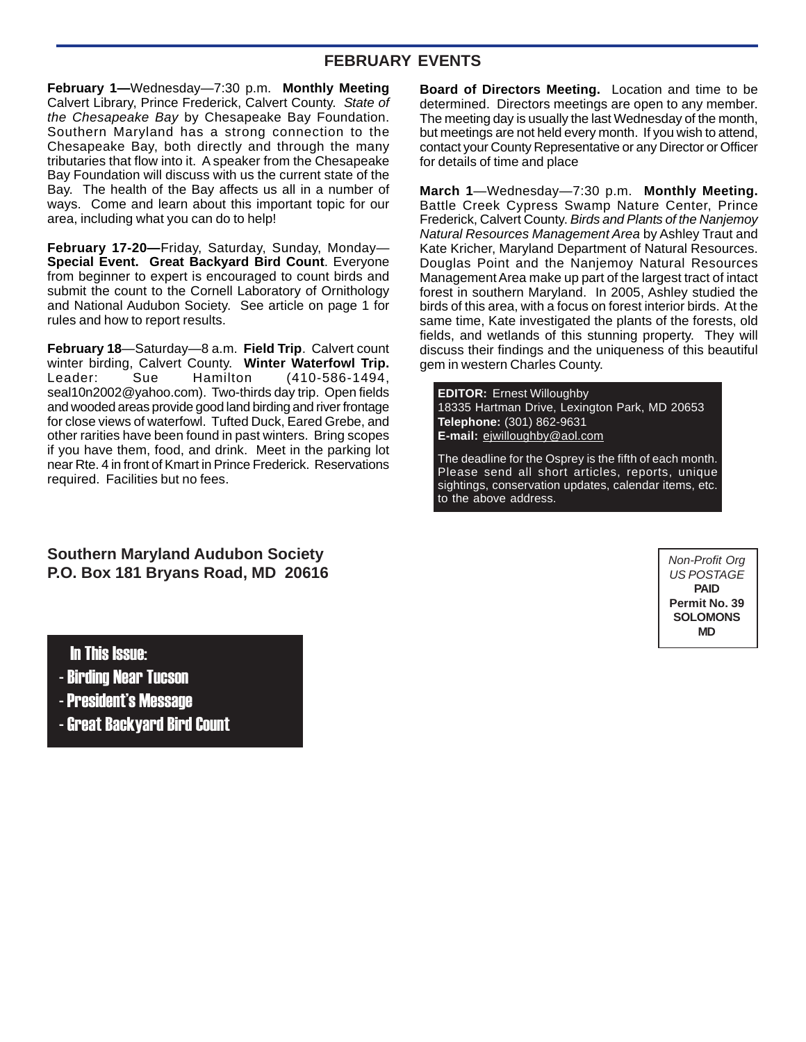## FEBRUARY EVENTS

**February 1—**Wednesday—7:30 p.m. **Monthly Meeting** Calvert Library, Prince Frederick, Calvert County. *State of the Chesapeake Bay* by Chesapeake Bay Foundation. Southern Maryland has a strong connection to the Chesapeake Bay, both directly and through the many tributaries that flow into it. A speaker from the Chesapeake Bay Foundation will discuss with us the current state of the Bay. The health of the Bay affects us all in a number of ways. Come and learn about this important topic for our area, including what you can do to help!

**February 17-20—**Friday, Saturday, Sunday, Monday—**Special Event. Great Backyard Bird Count**. Everyone from beginner to expert is encouraged to count birds and submit the count to the Cornell Laboratory of Ornithology and National Audubon Society. See article on page 1 for rules and how to report results.

**February 18**—Saturday—8 a.m. **Field Trip**. Calvert count winter birding, Calvert County. **Winter Waterfowl Trip.** Leader: Sue Hamilton (410-586-1494, seal10n2002@yahoo.com). Two-thirds day trip. Open fields and wooded areas provide good land birding and river frontage for close views of waterfowl. Tufted Duck, Eared Grebe, and other rarities have been found in past winters. Bring scopes if you have them, food, and drink. Meet in the parking lot near Rte. 4 in front of Kmart in Prince Frederick. Reservations required. Facilities but no fees.

**Board of Directors Meeting.** Location and time to be determined. Directors meetings are open to any member. The meeting day is usually the last Wednesday of the month, but meetings are not held every month. If you wish to attend, contact your County Representative or any Director or Officer for details of time and place

**March 1**—Wednesday—7:30 p.m. **Monthly Meeting.** Battle Creek Cypress Swamp Nature Center, Prince Frederick, Calvert County. *Birds and Plants of the Nanjemoy Natural Resources Management Area* by Ashley Traut and Kate Kricher, Maryland Department of Natural Resources. Douglas Point and the Nanjemoy Natural Resources Management Area make up part of the largest tract of intact forest in southern Maryland. In 2005, Ashley studied the birds of this area, with a focus on forest interior birds. At the same time, Kate investigated the plants of the forests, old fields, and wetlands of this stunning property. They will discuss their findings and the uniqueness of this beautiful gem in western Charles County.

**EDITOR:** Ernest Willoughby
18335 Hartman Drive, Lexington Park, MD 20653
**Telephone:** (301) 862-9631
**E-mail:** ejwilloughby@aol.com

The deadline for the Osprey is the fifth of each month. Please send all short articles, reports, unique sightings, conservation updates, calendar items, etc. to the above address.

**Southern Maryland Audubon Society**
**P.O. Box 181 Bryans Road, MD 20616**

*Non-Profit Org*
*US POSTAGE*
**PAID**
**Permit No. 39**
**SOLOMONS**
**MD**

**In This Issue:**

- Birding Near Tucson
- President's Message
- Great Backyard Bird Count